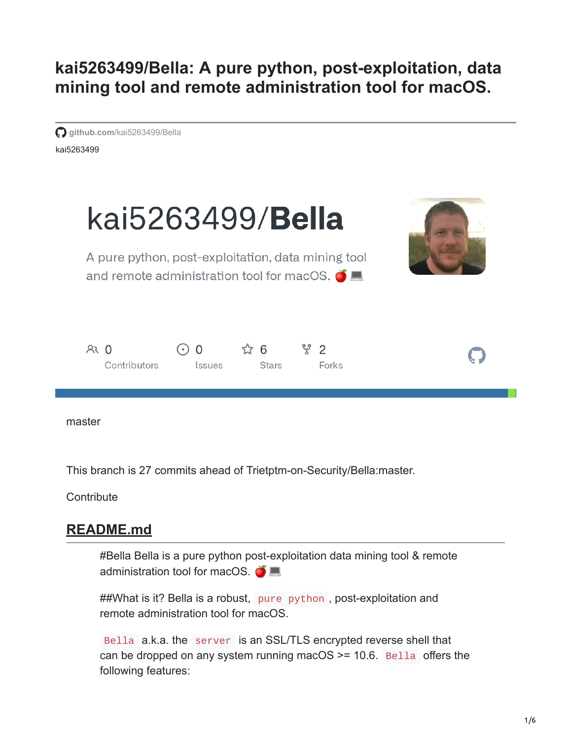# kai5263499/Bella: A pure python, post-exploitation, data mining tool and remote administration tool for macOS.

github.com/kai5263499/Bella

kai5263499

kai5263499/**Bella**

A pure python, post-exploitation, data mining tool and remote administration tool for macOS. 🍎💻

0 Contributors | 0 Issues | 6 Stars | 2 Forks

master

This branch is 27 commits ahead of Trietptm-on-Security/Bella:master.

Contribute

## README.md

#Bella Bella is a pure python post-exploitation data mining tool & remote administration tool for macOS. 🍎💻

##What is it? Bella is a robust, `pure python`, post-exploitation and remote administration tool for macOS.

`Bella` a.k.a. the `server` is an SSL/TLS encrypted reverse shell that can be dropped on any system running macOS >= 10.6. `Bella` offers the following features: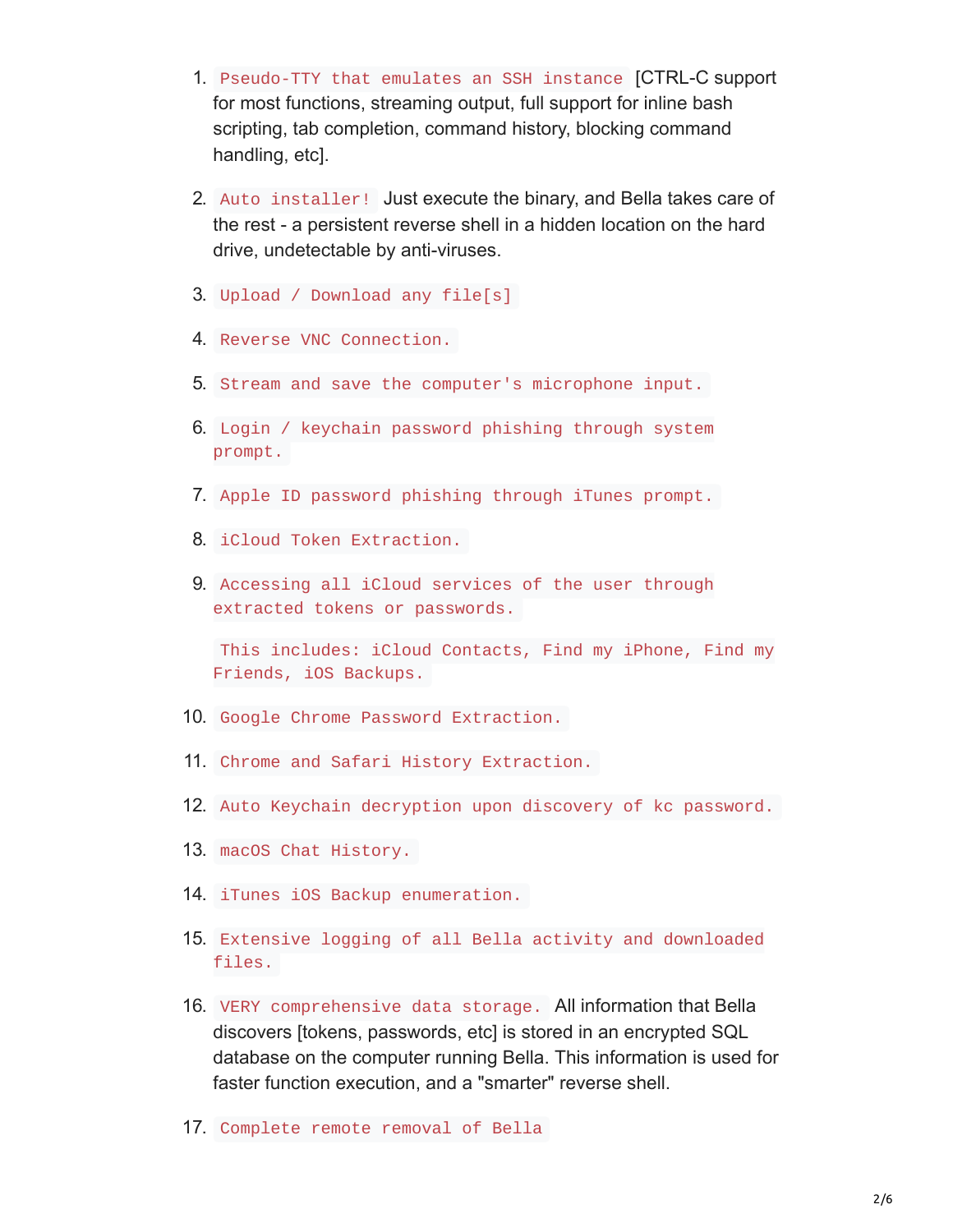1. `Pseudo-TTY that emulates an SSH instance` [CTRL-C support for most functions, streaming output, full support for inline bash scripting, tab completion, command history, blocking command handling, etc].

2. `Auto installer!` Just execute the binary, and Bella takes care of the rest - a persistent reverse shell in a hidden location on the hard drive, undetectable by anti-viruses.

3. `Upload / Download any file[s]`

4. `Reverse VNC Connection.`

5. `Stream and save the computer's microphone input.`

6. `Login / keychain password phishing through system prompt.`

7. `Apple ID password phishing through iTunes prompt.`

8. `iCloud Token Extraction.`

9. `Accessing all iCloud services of the user through extracted tokens or passwords.`

   `This includes: iCloud Contacts, Find my iPhone, Find my Friends, iOS Backups.`

10. `Google Chrome Password Extraction.`

11. `Chrome and Safari History Extraction.`

12. `Auto Keychain decryption upon discovery of kc password.`

13. `macOS Chat History.`

14. `iTunes iOS Backup enumeration.`

15. `Extensive logging of all Bella activity and downloaded files.`

16. `VERY comprehensive data storage.` All information that Bella discovers [tokens, passwords, etc] is stored in an encrypted SQL database on the computer running Bella. This information is used for faster function execution, and a "smarter" reverse shell.

17. `Complete remote removal of Bella`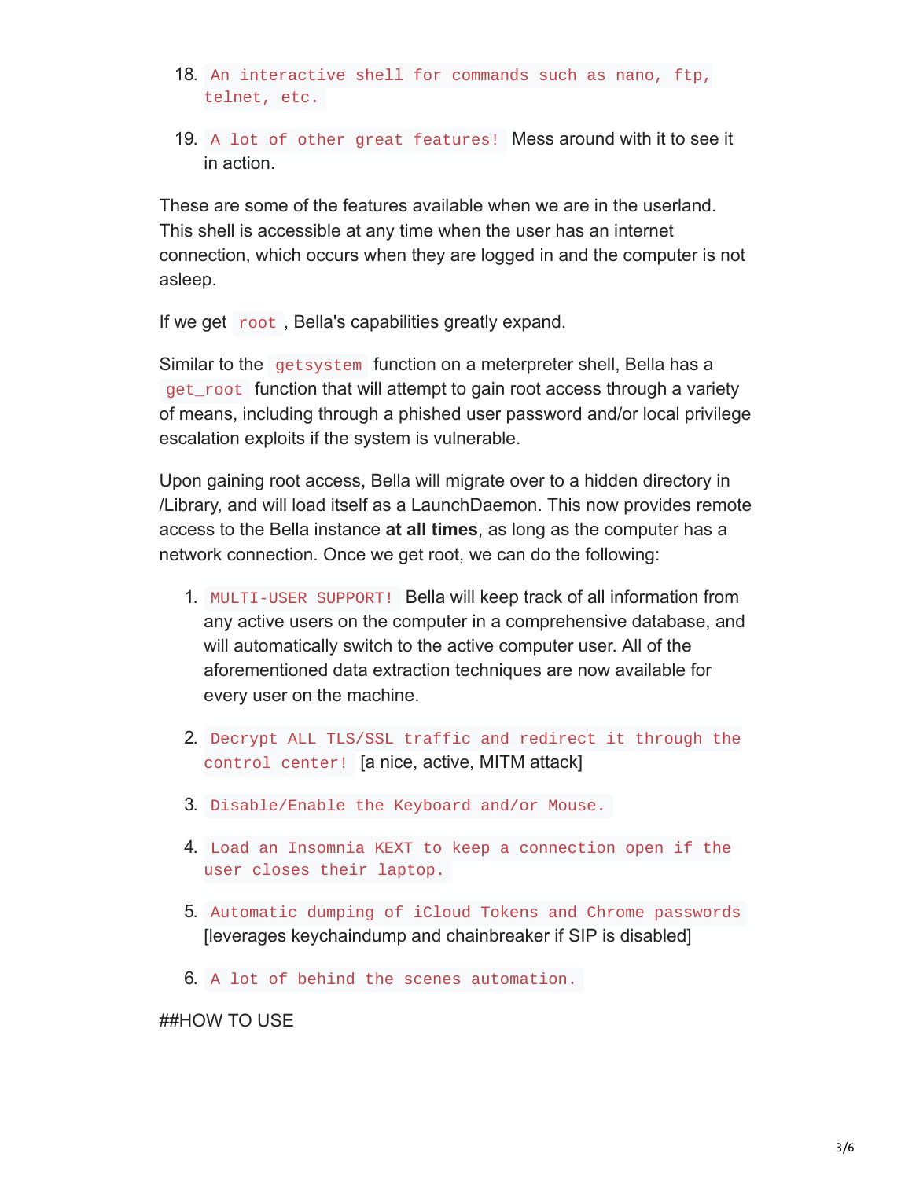18. `An interactive shell for commands such as nano, ftp, telnet, etc.`

19. `A lot of other great features!` Mess around with it to see it in action.

These are some of the features available when we are in the userland. This shell is accessible at any time when the user has an internet connection, which occurs when they are logged in and the computer is not asleep.

If we get `root`, Bella's capabilities greatly expand.

Similar to the `getsystem` function on a meterpreter shell, Bella has a `get_root` function that will attempt to gain root access through a variety of means, including through a phished user password and/or local privilege escalation exploits if the system is vulnerable.

Upon gaining root access, Bella will migrate over to a hidden directory in /Library, and will load itself as a LaunchDaemon. This now provides remote access to the Bella instance **at all times**, as long as the computer has a network connection. Once we get root, we can do the following:

1. `MULTI-USER SUPPORT!` Bella will keep track of all information from any active users on the computer in a comprehensive database, and will automatically switch to the active computer user. All of the aforementioned data extraction techniques are now available for every user on the machine.

2. `Decrypt ALL TLS/SSL traffic and redirect it through the control center!` [a nice, active, MITM attack]

3. `Disable/Enable the Keyboard and/or Mouse.`

4. `Load an Insomnia KEXT to keep a connection open if the user closes their laptop.`

5. `Automatic dumping of iCloud Tokens and Chrome passwords` [leverages keychaindump and chainbreaker if SIP is disabled]

6. `A lot of behind the scenes automation.`

##HOW TO USE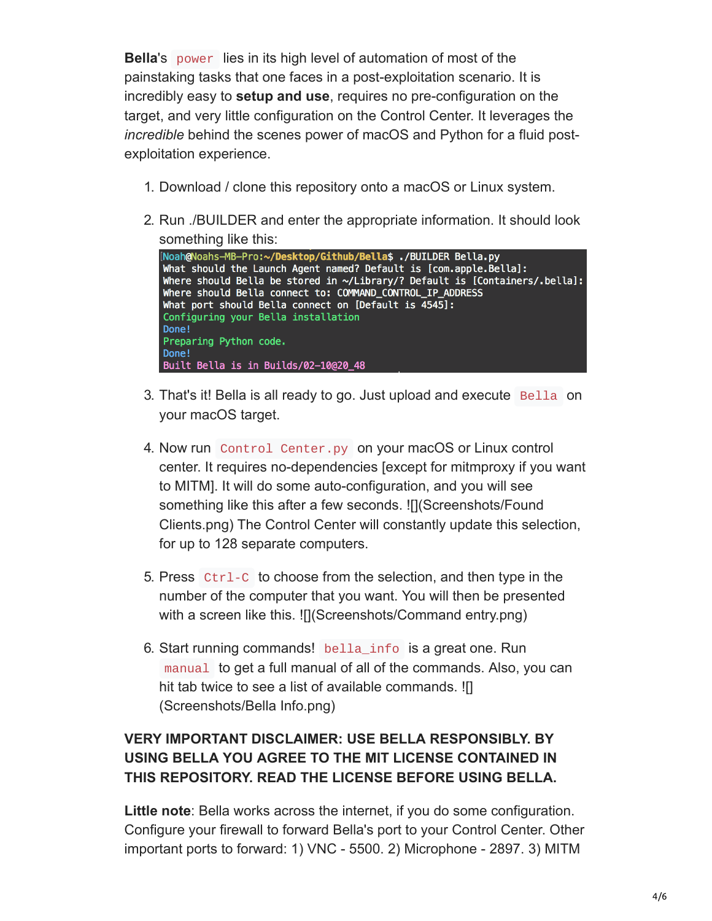**Bella**'s `power` lies in its high level of automation of most of the painstaking tasks that one faces in a post-exploitation scenario. It is incredibly easy to **setup and use**, requires no pre-configuration on the target, and very little configuration on the Control Center. It leverages the *incredible* behind the scenes power of macOS and Python for a fluid post-exploitation experience.

1. Download / clone this repository onto a macOS or Linux system.

2. Run ./BUILDER and enter the appropriate information. It should look something like this:

```
[Noah@Noahs-MB-Pro:~/Desktop/Github/Bella$ ./BUILDER Bella.py
What should the Launch Agent named? Default is [com.apple.Bella]:
Where should Bella be stored in ~/Library/? Default is [Containers/.bella]:
Where should Bella connect to: COMMAND_CONTROL_IP_ADDRESS
What port should Bella connect on [Default is 4545]:
Configuring your Bella installation
Done!
Preparing Python code.
Done!
Built Bella is in Builds/02-10@20_48
```

3. That's it! Bella is all ready to go. Just upload and execute `Bella` on your macOS target.

4. Now run `Control Center.py` on your macOS or Linux control center. It requires no-dependencies [except for mitmproxy if you want to MITM]. It will do some auto-configuration, and you will see something like this after a few seconds. ![](Screenshots/Found Clients.png) The Control Center will constantly update this selection, for up to 128 separate computers.

5. Press `Ctrl-C` to choose from the selection, and then type in the number of the computer that you want. You will then be presented with a screen like this. ![](Screenshots/Command entry.png)

6. Start running commands! `bella_info` is a great one. Run `manual` to get a full manual of all of the commands. Also, you can hit tab twice to see a list of available commands. ![](Screenshots/Bella Info.png)

**VERY IMPORTANT DISCLAIMER: USE BELLA RESPONSIBLY. BY USING BELLA YOU AGREE TO THE MIT LICENSE CONTAINED IN THIS REPOSITORY. READ THE LICENSE BEFORE USING BELLA.**

**Little note**: Bella works across the internet, if you do some configuration. Configure your firewall to forward Bella's port to your Control Center. Other important ports to forward: 1) VNC - 5500. 2) Microphone - 2897. 3) MITM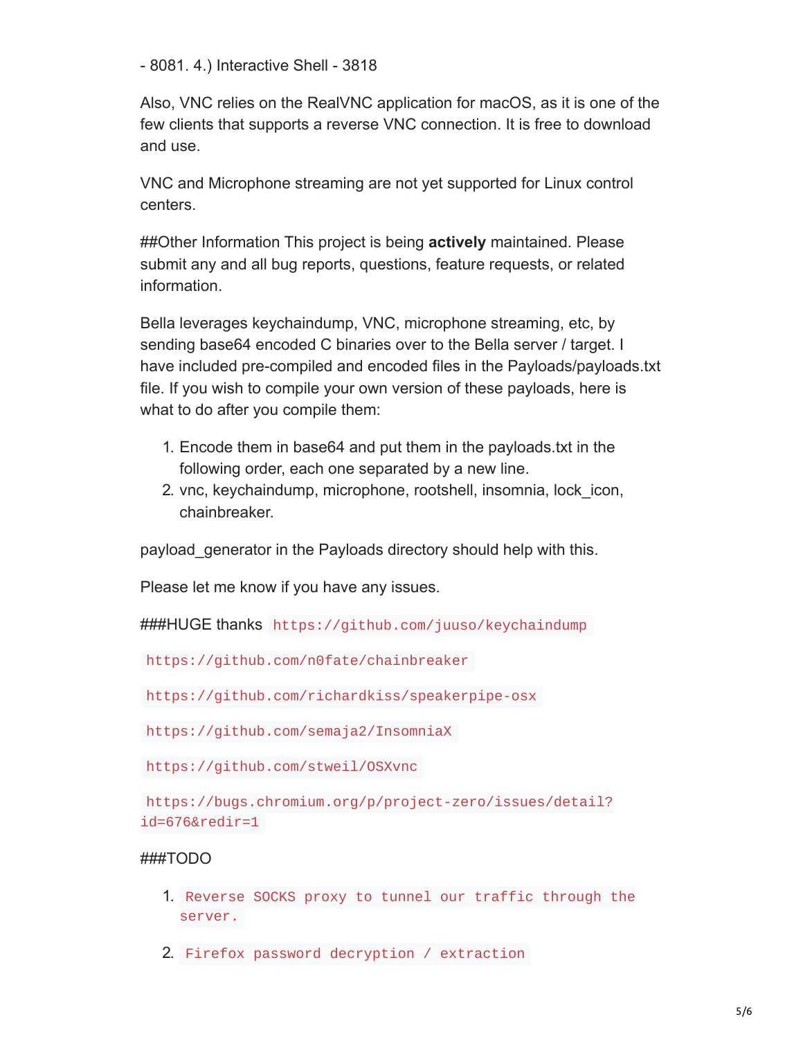- 8081. 4.) Interactive Shell - 3818

Also, VNC relies on the RealVNC application for macOS, as it is one of the few clients that supports a reverse VNC connection. It is free to download and use.

VNC and Microphone streaming are not yet supported for Linux control centers.

##Other Information This project is being **actively** maintained. Please submit any and all bug reports, questions, feature requests, or related information.

Bella leverages keychaindump, VNC, microphone streaming, etc, by sending base64 encoded C binaries over to the Bella server / target. I have included pre-compiled and encoded files in the Payloads/payloads.txt file. If you wish to compile your own version of these payloads, here is what to do after you compile them:

1. Encode them in base64 and put them in the payloads.txt in the following order, each one separated by a new line.
2. vnc, keychaindump, microphone, rootshell, insomnia, lock_icon, chainbreaker.

payload_generator in the Payloads directory should help with this.

Please let me know if you have any issues.

###HUGE thanks `https://github.com/juuso/keychaindump`

`https://github.com/n0fate/chainbreaker`

`https://github.com/richardkiss/speakerpipe-osx`

`https://github.com/semaja2/InsomniaX`

`https://github.com/stweil/OSXvnc`

`https://bugs.chromium.org/p/project-zero/issues/detail?id=676&redir=1`

###TODO

1. `Reverse SOCKS proxy to tunnel our traffic through the server.`
2. `Firefox password decryption / extraction`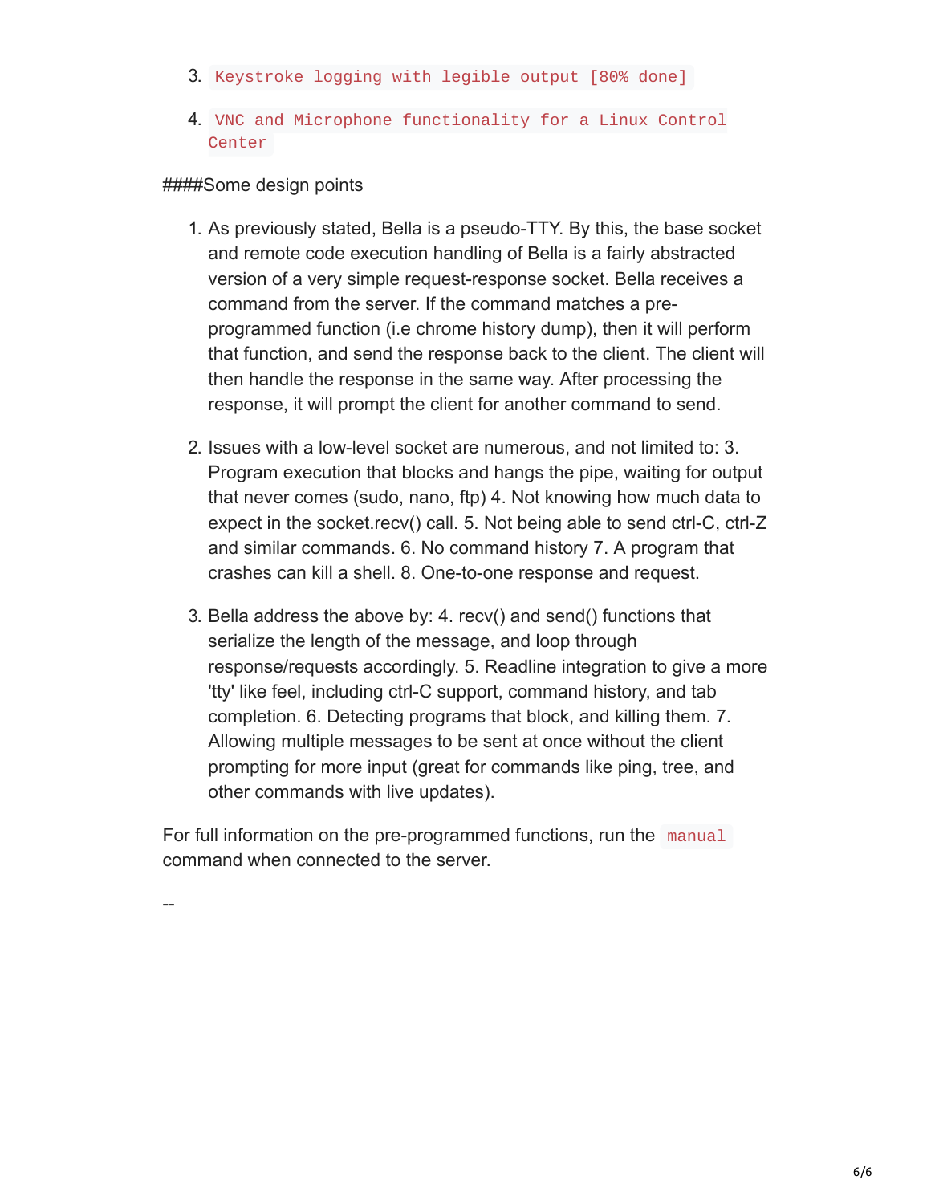3. `Keystroke logging with legible output [80% done]`

4. `VNC and Microphone functionality for a Linux Control Center`

####Some design points

1. As previously stated, Bella is a pseudo-TTY. By this, the base socket and remote code execution handling of Bella is a fairly abstracted version of a very simple request-response socket. Bella receives a command from the server. If the command matches a pre-programmed function (i.e chrome history dump), then it will perform that function, and send the response back to the client. The client will then handle the response in the same way. After processing the response, it will prompt the client for another command to send.

2. Issues with a low-level socket are numerous, and not limited to: 3. Program execution that blocks and hangs the pipe, waiting for output that never comes (sudo, nano, ftp) 4. Not knowing how much data to expect in the socket.recv() call. 5. Not being able to send ctrl-C, ctrl-Z and similar commands. 6. No command history 7. A program that crashes can kill a shell. 8. One-to-one response and request.

3. Bella address the above by: 4. recv() and send() functions that serialize the length of the message, and loop through response/requests accordingly. 5. Readline integration to give a more 'tty' like feel, including ctrl-C support, command history, and tab completion. 6. Detecting programs that block, and killing them. 7. Allowing multiple messages to be sent at once without the client prompting for more input (great for commands like ping, tree, and other commands with live updates).

For full information on the pre-programmed functions, run the `manual` command when connected to the server.

--